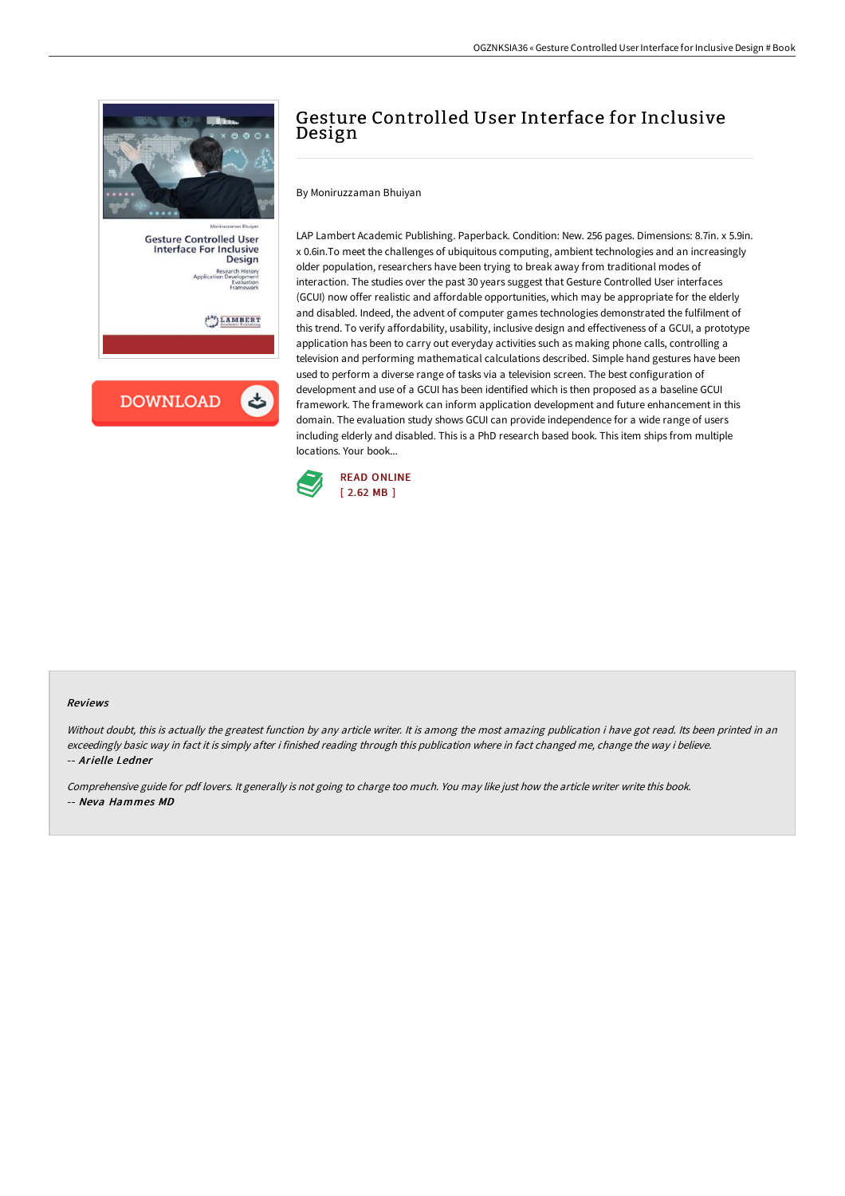# Gesture Controlled User Interface for Inclusive Design

By Moniruzzaman Bhuiyan

LAP Lambert Academic Publishing. Paperback. Condition: New. 256 pages. Dimensions: 8.7in. x 5.9in. x 0.6in.To meet the challenges of ubiquitous computing, ambient technologies and an increasingly older population, researchers have been trying to break away from traditional modes of interaction. The studies over the past 30 years suggest that Gesture Controlled User interfaces (GCUI) now offer realistic and affordable opportunities, which may be appropriate for the elderly and disabled. Indeed, the advent of computer games technologies demonstrated the fulfilment of this trend. To verify affordability, usability, inclusive design and effectiveness of a GCUI, a prototype application has been to carry out everyday activities such as making phone calls, controlling a television and performing mathematical calculations described. Simple hand gestures have been used to perform a diverse range of tasks via a television screen. The best configuration of development and use of a GCUI has been identified which is then proposed as a baseline GCUI framework. The framework can inform application development and future enhancement in this domain. The evaluation study shows GCUI can provide independence for a wide range of users including elderly and disabled. This is a PhD research based book. This item ships from multiple locations. Your book...

READ ONLINE
[ 2.62 MB ]

### Reviews

*Without doubt, this is actually the greatest function by any article writer. It is among the most amazing publication i have got read. Its been printed in an exceedingly basic way in fact it is simply after i finished reading through this publication where in fact changed me, change the way i believe.*
-- *Arielle Ledner*

*Comprehensive guide for pdf lovers. It generally is not going to charge too much. You may like just how the article writer write this book.*
-- *Neva Hammes MD*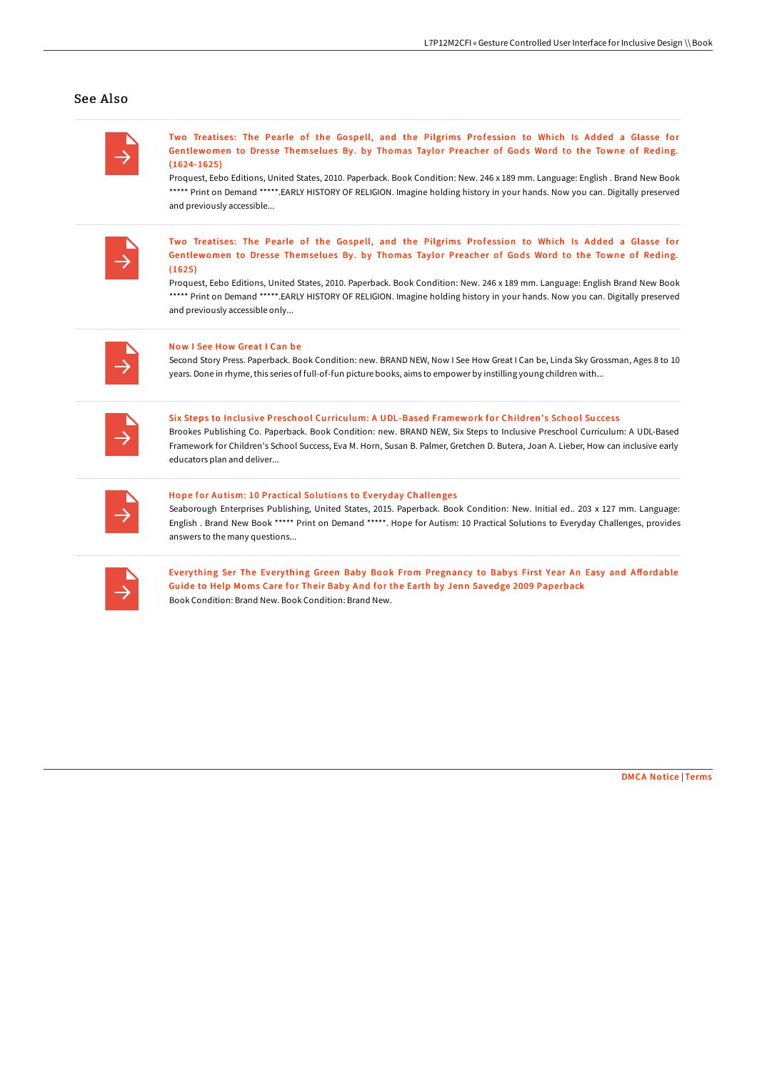## See Also

**Two Treatises: The Pearle of the Gospell, and the Pilgrims Profession to Which Is Added a Glasse for Gentlewomen to Dresse Themselues By. by Thomas Taylor Preacher of Gods Word to the Towne of Reding. (1624-1625)**

Proquest, Eebo Editions, United States, 2010. Paperback. Book Condition: New. 246 x 189 mm. Language: English . Brand New Book ***** Print on Demand *****.EARLY HISTORY OF RELIGION. Imagine holding history in your hands. Now you can. Digitally preserved and previously accessible...

**Two Treatises: The Pearle of the Gospell, and the Pilgrims Profession to Which Is Added a Glasse for Gentlewomen to Dresse Themselues By. by Thomas Taylor Preacher of Gods Word to the Towne of Reding. (1625)**

Proquest, Eebo Editions, United States, 2010. Paperback. Book Condition: New. 246 x 189 mm. Language: English Brand New Book ***** Print on Demand *****.EARLY HISTORY OF RELIGION. Imagine holding history in your hands. Now you can. Digitally preserved and previously accessible only...

**Now I See How Great I Can be**

Second Story Press. Paperback. Book Condition: new. BRAND NEW, Now I See How Great I Can be, Linda Sky Grossman, Ages 8 to 10 years. Done in rhyme, this series of full-of-fun picture books, aims to empower by instilling young children with...

**Six Steps to Inclusive Preschool Curriculum: A UDL-Based Framework for Children's School Success**

Brookes Publishing Co. Paperback. Book Condition: new. BRAND NEW, Six Steps to Inclusive Preschool Curriculum: A UDL-Based Framework for Children's School Success, Eva M. Horn, Susan B. Palmer, Gretchen D. Butera, Joan A. Lieber, How can inclusive early educators plan and deliver...

**Hope for Autism: 10 Practical Solutions to Everyday Challenges**

Seaborough Enterprises Publishing, United States, 2015. Paperback. Book Condition: New. Initial ed.. 203 x 127 mm. Language: English . Brand New Book ***** Print on Demand *****. Hope for Autism: 10 Practical Solutions to Everyday Challenges, provides answers to the many questions...

**Everything Ser The Everything Green Baby Book From Pregnancy to Babys First Year An Easy and Affordable Guide to Help Moms Care for Their Baby And for the Earth by Jenn Savedge 2009 Paperback**

Book Condition: Brand New. Book Condition: Brand New.

DMCA Notice | Terms